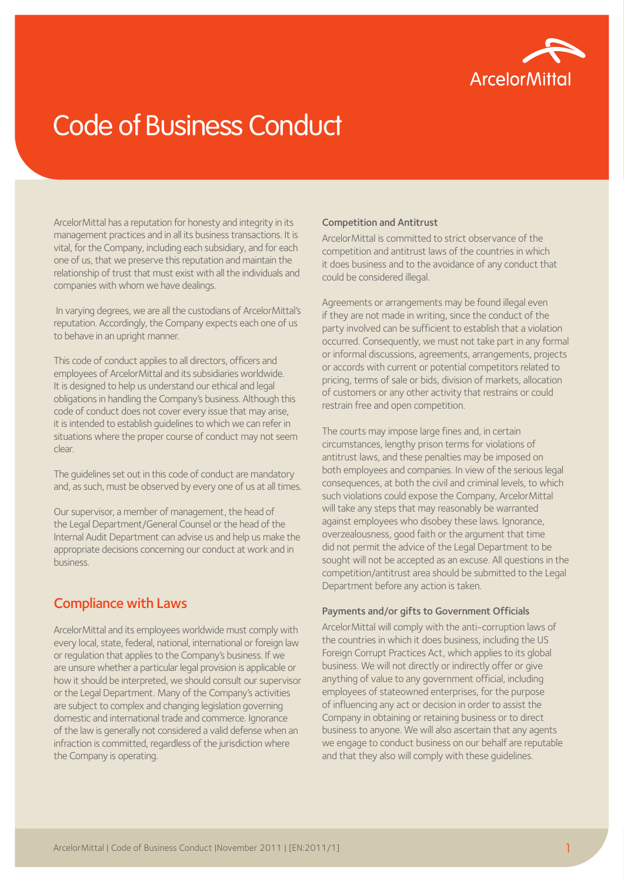# Code of Business Conduct

ArcelorMittal has a reputation for honesty and integrity in its management practices and in all its business transactions. It is vital, for the Company, including each subsidiary, and for each one of us, that we preserve this reputation and maintain the relationship of trust that must exist with all the individuals and companies with whom we have dealings.

In varying degrees, we are all the custodians of ArcelorMittal's reputation. Accordingly, the Company expects each one of us to behave in an upright manner.

This code of conduct applies to all directors, officers and employees of ArcelorMittal and its subsidiaries worldwide. It is designed to help us understand our ethical and legal obligations in handling the Company's business. Although this code of conduct does not cover every issue that may arise, it is intended to establish guidelines to which we can refer in situations where the proper course of conduct may not seem clear.

The guidelines set out in this code of conduct are mandatory and, as such, must be observed by every one of us at all times.

Our supervisor, a member of management, the head of the Legal Department/General Counsel or the head of the Internal Audit Department can advise us and help us make the appropriate decisions concerning our conduct at work and in business.

## Compliance with Laws

ArcelorMittal and its employees worldwide must comply with every local, state, federal, national, international or foreign law or regulation that applies to the Company's business. If we are unsure whether a particular legal provision is applicable or how it should be interpreted, we should consult our supervisor or the Legal Department. Many of the Company's activities are subject to complex and changing legislation governing domestic and international trade and commerce. Ignorance of the law is generally not considered a valid defense when an infraction is committed, regardless of the jurisdiction where the Company is operating.

### Competition and Antitrust

ArcelorMittal is committed to strict observance of the competition and antitrust laws of the countries in which it does business and to the avoidance of any conduct that could be considered illegal.

Agreements or arrangements may be found illegal even if they are not made in writing, since the conduct of the party involved can be sufficient to establish that a violation occurred. Consequently, we must not take part in any formal or informal discussions, agreements, arrangements, projects or accords with current or potential competitors related to pricing, terms of sale or bids, division of markets, allocation of customers or any other activity that restrains or could restrain free and open competition.

The courts may impose large fines and, in certain circumstances, lengthy prison terms for violations of antitrust laws, and these penalties may be imposed on both employees and companies. In view of the serious legal consequences, at both the civil and criminal levels, to which such violations could expose the Company, ArcelorMittal will take any steps that may reasonably be warranted against employees who disobey these laws. Ignorance, overzealousness, good faith or the argument that time did not permit the advice of the Legal Department to be sought will not be accepted as an excuse. All questions in the competition/antitrust area should be submitted to the Legal Department before any action is taken.

### Payments and/or gifts to Government Officials

ArcelorMittal will comply with the anti-corruption laws of the countries in which it does business, including the US Foreign Corrupt Practices Act, which applies to its global business. We will not directly or indirectly offer or give anything of value to any government official, including employees of stateowned enterprises, for the purpose of influencing any act or decision in order to assist the Company in obtaining or retaining business or to direct business to anyone. We will also ascertain that any agents we engage to conduct business on our behalf are reputable and that they also will comply with these guidelines.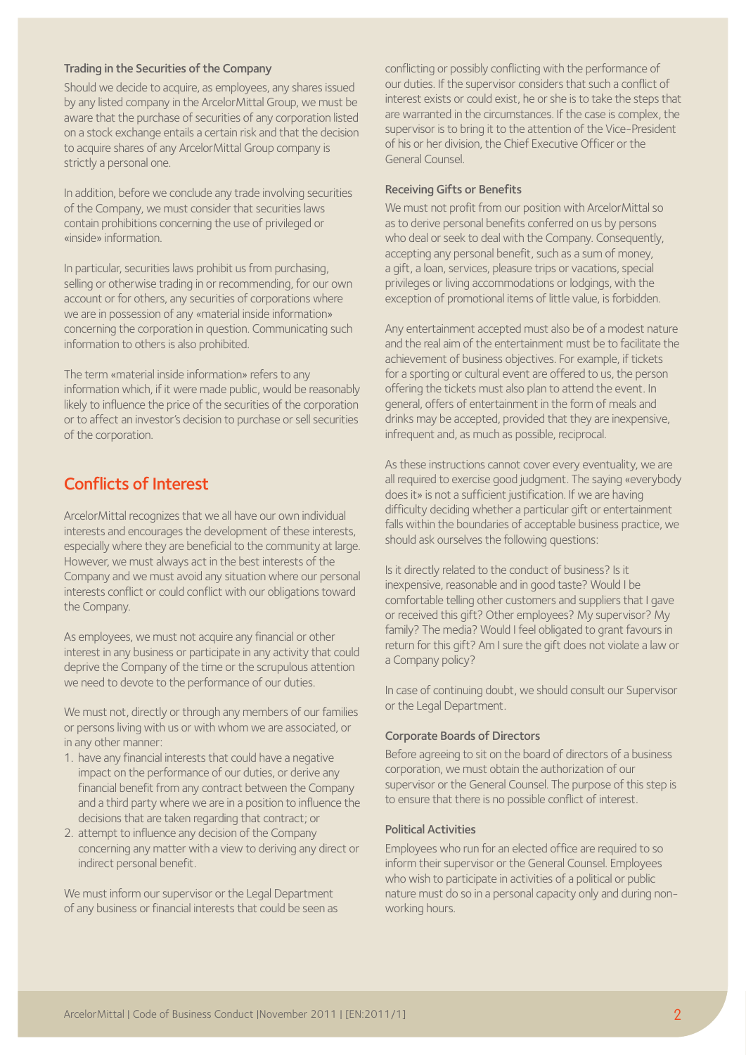### Trading in the Securities of the Company

Should we decide to acquire, as employees, any shares issued by any listed company in the ArcelorMittal Group, we must be aware that the purchase of securities of any corporation listed on a stock exchange entails a certain risk and that the decision to acquire shares of any ArcelorMittal Group company is strictly a personal one.

In addition, before we conclude any trade involving securities of the Company, we must consider that securities laws contain prohibitions concerning the use of privileged or «inside» information.

In particular, securities laws prohibit us from purchasing, selling or otherwise trading in or recommending, for our own account or for others, any securities of corporations where we are in possession of any «material inside information» concerning the corporation in question. Communicating such information to others is also prohibited.

The term «material inside information» refers to any information which, if it were made public, would be reasonably likely to influence the price of the securities of the corporation or to affect an investor's decision to purchase or sell securities of the corporation.

## Conflicts of Interest

ArcelorMittal recognizes that we all have our own individual interests and encourages the development of these interests, especially where they are beneficial to the community at large. However, we must always act in the best interests of the Company and we must avoid any situation where our personal interests conflict or could conflict with our obligations toward the Company.

As employees, we must not acquire any financial or other interest in any business or participate in any activity that could deprive the Company of the time or the scrupulous attention we need to devote to the performance of our duties.

We must not, directly or through any members of our families or persons living with us or with whom we are associated, or in any other manner:

1. have any financial interests that could have a negative impact on the performance of our duties, or derive any financial benefit from any contract between the Company and a third party where we are in a position to influence the decisions that are taken regarding that contract; or
2. attempt to influence any decision of the Company concerning any matter with a view to deriving any direct or indirect personal benefit.

We must inform our supervisor or the Legal Department of any business or financial interests that could be seen as conflicting or possibly conflicting with the performance of our duties. If the supervisor considers that such a conflict of interest exists or could exist, he or she is to take the steps that are warranted in the circumstances. If the case is complex, the supervisor is to bring it to the attention of the Vice-President of his or her division, the Chief Executive Officer or the General Counsel.

### Receiving Gifts or Benefits

We must not profit from our position with ArcelorMittal so as to derive personal benefits conferred on us by persons who deal or seek to deal with the Company. Consequently, accepting any personal benefit, such as a sum of money, a gift, a loan, services, pleasure trips or vacations, special privileges or living accommodations or lodgings, with the exception of promotional items of little value, is forbidden.

Any entertainment accepted must also be of a modest nature and the real aim of the entertainment must be to facilitate the achievement of business objectives. For example, if tickets for a sporting or cultural event are offered to us, the person offering the tickets must also plan to attend the event. In general, offers of entertainment in the form of meals and drinks may be accepted, provided that they are inexpensive, infrequent and, as much as possible, reciprocal.

As these instructions cannot cover every eventuality, we are all required to exercise good judgment. The saying «everybody does it» is not a sufficient justification. If we are having difficulty deciding whether a particular gift or entertainment falls within the boundaries of acceptable business practice, we should ask ourselves the following questions:

Is it directly related to the conduct of business? Is it inexpensive, reasonable and in good taste? Would I be comfortable telling other customers and suppliers that I gave or received this gift? Other employees? My supervisor? My family? The media? Would I feel obligated to grant favours in return for this gift? Am I sure the gift does not violate a law or a Company policy?

In case of continuing doubt, we should consult our Supervisor or the Legal Department.

### Corporate Boards of Directors

Before agreeing to sit on the board of directors of a business corporation, we must obtain the authorization of our supervisor or the General Counsel. The purpose of this step is to ensure that there is no possible conflict of interest.

### Political Activities

Employees who run for an elected office are required to so inform their supervisor or the General Counsel. Employees who wish to participate in activities of a political or public nature must do so in a personal capacity only and during non-working hours.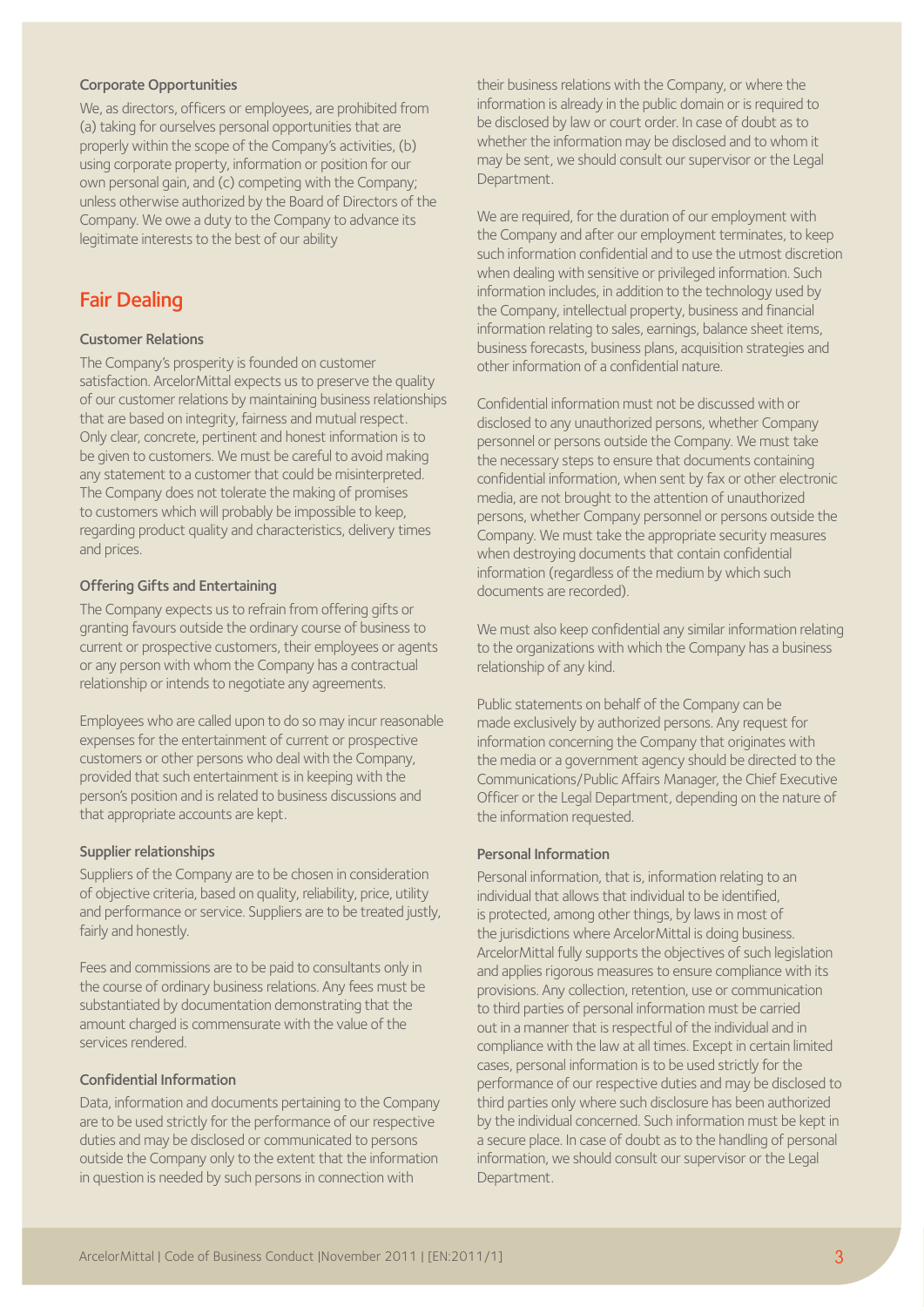### Corporate Opportunities

We, as directors, officers or employees, are prohibited from (a) taking for ourselves personal opportunities that are properly within the scope of the Company's activities, (b) using corporate property, information or position for our own personal gain, and (c) competing with the Company; unless otherwise authorized by the Board of Directors of the Company. We owe a duty to the Company to advance its legitimate interests to the best of our ability

## Fair Dealing

### Customer Relations

The Company's prosperity is founded on customer satisfaction. ArcelorMittal expects us to preserve the quality of our customer relations by maintaining business relationships that are based on integrity, fairness and mutual respect. Only clear, concrete, pertinent and honest information is to be given to customers. We must be careful to avoid making any statement to a customer that could be misinterpreted. The Company does not tolerate the making of promises to customers which will probably be impossible to keep, regarding product quality and characteristics, delivery times and prices.

### Offering Gifts and Entertaining

The Company expects us to refrain from offering gifts or granting favours outside the ordinary course of business to current or prospective customers, their employees or agents or any person with whom the Company has a contractual relationship or intends to negotiate any agreements.

Employees who are called upon to do so may incur reasonable expenses for the entertainment of current or prospective customers or other persons who deal with the Company, provided that such entertainment is in keeping with the person's position and is related to business discussions and that appropriate accounts are kept.

### Supplier relationships

Suppliers of the Company are to be chosen in consideration of objective criteria, based on quality, reliability, price, utility and performance or service. Suppliers are to be treated justly, fairly and honestly.

Fees and commissions are to be paid to consultants only in the course of ordinary business relations. Any fees must be substantiated by documentation demonstrating that the amount charged is commensurate with the value of the services rendered.

### Confidential Information

Data, information and documents pertaining to the Company are to be used strictly for the performance of our respective duties and may be disclosed or communicated to persons outside the Company only to the extent that the information in question is needed by such persons in connection with their business relations with the Company, or where the information is already in the public domain or is required to be disclosed by law or court order. In case of doubt as to whether the information may be disclosed and to whom it may be sent, we should consult our supervisor or the Legal Department.

We are required, for the duration of our employment with the Company and after our employment terminates, to keep such information confidential and to use the utmost discretion when dealing with sensitive or privileged information. Such information includes, in addition to the technology used by the Company, intellectual property, business and financial information relating to sales, earnings, balance sheet items, business forecasts, business plans, acquisition strategies and other information of a confidential nature.

Confidential information must not be discussed with or disclosed to any unauthorized persons, whether Company personnel or persons outside the Company. We must take the necessary steps to ensure that documents containing confidential information, when sent by fax or other electronic media, are not brought to the attention of unauthorized persons, whether Company personnel or persons outside the Company. We must take the appropriate security measures when destroying documents that contain confidential information (regardless of the medium by which such documents are recorded).

We must also keep confidential any similar information relating to the organizations with which the Company has a business relationship of any kind.

Public statements on behalf of the Company can be made exclusively by authorized persons. Any request for information concerning the Company that originates with the media or a government agency should be directed to the Communications/Public Affairs Manager, the Chief Executive Officer or the Legal Department, depending on the nature of the information requested.

### Personal Information

Personal information, that is, information relating to an individual that allows that individual to be identified, is protected, among other things, by laws in most of the jurisdictions where ArcelorMittal is doing business. ArcelorMittal fully supports the objectives of such legislation and applies rigorous measures to ensure compliance with its provisions. Any collection, retention, use or communication to third parties of personal information must be carried out in a manner that is respectful of the individual and in compliance with the law at all times. Except in certain limited cases, personal information is to be used strictly for the performance of our respective duties and may be disclosed to third parties only where such disclosure has been authorized by the individual concerned. Such information must be kept in a secure place. In case of doubt as to the handling of personal information, we should consult our supervisor or the Legal Department.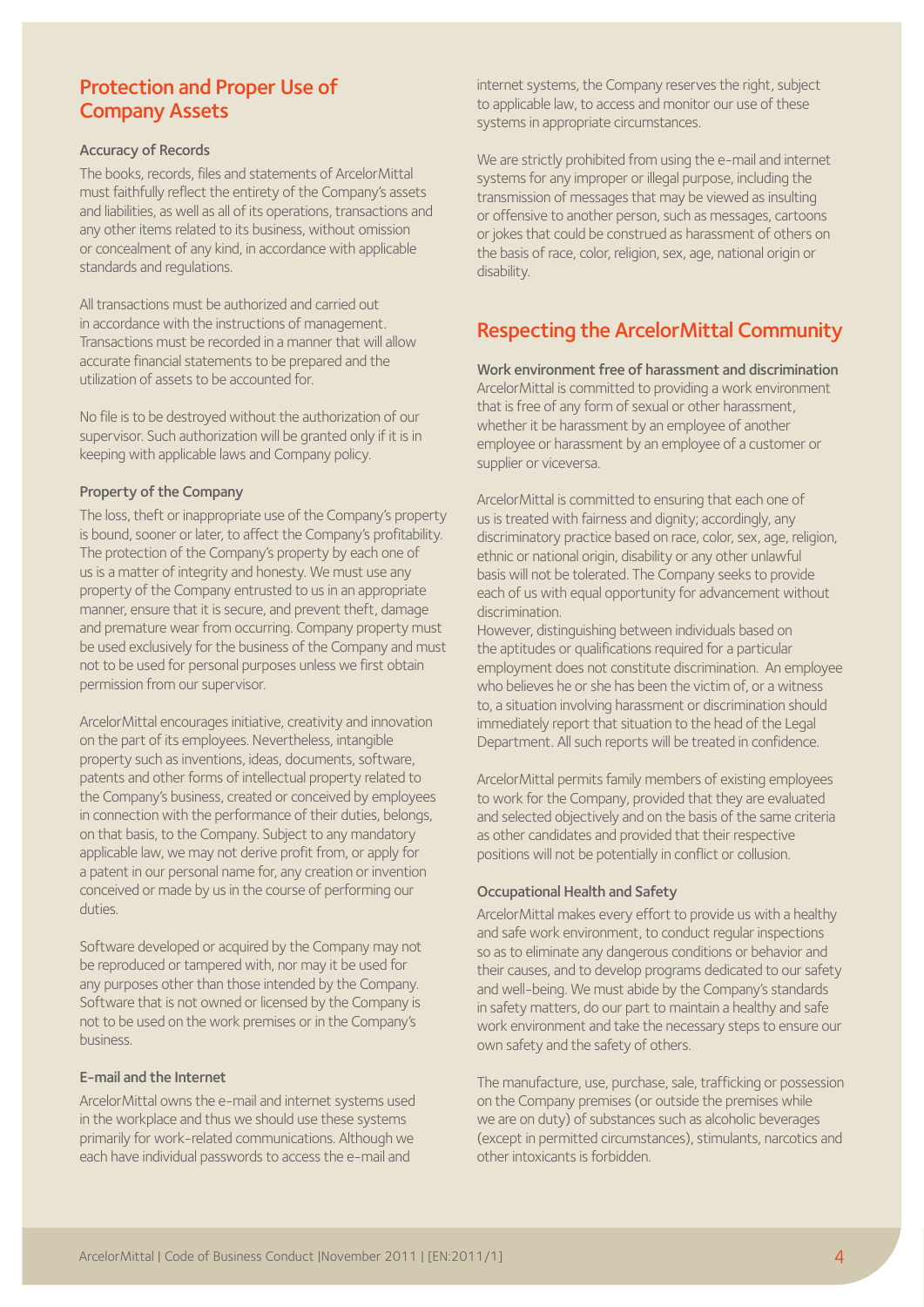## Protection and Proper Use of Company Assets

### Accuracy of Records

The books, records, files and statements of ArcelorMittal must faithfully reflect the entirety of the Company's assets and liabilities, as well as all of its operations, transactions and any other items related to its business, without omission or concealment of any kind, in accordance with applicable standards and regulations.

All transactions must be authorized and carried out in accordance with the instructions of management. Transactions must be recorded in a manner that will allow accurate financial statements to be prepared and the utilization of assets to be accounted for.

No file is to be destroyed without the authorization of our supervisor. Such authorization will be granted only if it is in keeping with applicable laws and Company policy.

### Property of the Company

The loss, theft or inappropriate use of the Company's property is bound, sooner or later, to affect the Company's profitability. The protection of the Company's property by each one of us is a matter of integrity and honesty. We must use any property of the Company entrusted to us in an appropriate manner, ensure that it is secure, and prevent theft, damage and premature wear from occurring. Company property must be used exclusively for the business of the Company and must not to be used for personal purposes unless we first obtain permission from our supervisor.

ArcelorMittal encourages initiative, creativity and innovation on the part of its employees. Nevertheless, intangible property such as inventions, ideas, documents, software, patents and other forms of intellectual property related to the Company's business, created or conceived by employees in connection with the performance of their duties, belongs, on that basis, to the Company. Subject to any mandatory applicable law, we may not derive profit from, or apply for a patent in our personal name for, any creation or invention conceived or made by us in the course of performing our duties.

Software developed or acquired by the Company may not be reproduced or tampered with, nor may it be used for any purposes other than those intended by the Company. Software that is not owned or licensed by the Company is not to be used on the work premises or in the Company's business.

### E-mail and the Internet

ArcelorMittal owns the e-mail and internet systems used in the workplace and thus we should use these systems primarily for work-related communications. Although we each have individual passwords to access the e-mail and internet systems, the Company reserves the right, subject to applicable law, to access and monitor our use of these systems in appropriate circumstances.

We are strictly prohibited from using the e-mail and internet systems for any improper or illegal purpose, including the transmission of messages that may be viewed as insulting or offensive to another person, such as messages, cartoons or jokes that could be construed as harassment of others on the basis of race, color, religion, sex, age, national origin or disability.

## Respecting the ArcelorMittal Community

### Work environment free of harassment and discrimination

ArcelorMittal is committed to providing a work environment that is free of any form of sexual or other harassment, whether it be harassment by an employee of another employee or harassment by an employee of a customer or supplier or viceversa.

ArcelorMittal is committed to ensuring that each one of us is treated with fairness and dignity; accordingly, any discriminatory practice based on race, color, sex, age, religion, ethnic or national origin, disability or any other unlawful basis will not be tolerated. The Company seeks to provide each of us with equal opportunity for advancement without discrimination.
However, distinguishing between individuals based on the aptitudes or qualifications required for a particular employment does not constitute discrimination. An employee who believes he or she has been the victim of, or a witness to, a situation involving harassment or discrimination should immediately report that situation to the head of the Legal Department. All such reports will be treated in confidence.

ArcelorMittal permits family members of existing employees to work for the Company, provided that they are evaluated and selected objectively and on the basis of the same criteria as other candidates and provided that their respective positions will not be potentially in conflict or collusion.

### Occupational Health and Safety

ArcelorMittal makes every effort to provide us with a healthy and safe work environment, to conduct regular inspections so as to eliminate any dangerous conditions or behavior and their causes, and to develop programs dedicated to our safety and well-being. We must abide by the Company's standards in safety matters, do our part to maintain a healthy and safe work environment and take the necessary steps to ensure our own safety and the safety of others.

The manufacture, use, purchase, sale, trafficking or possession on the Company premises (or outside the premises while we are on duty) of substances such as alcoholic beverages (except in permitted circumstances), stimulants, narcotics and other intoxicants is forbidden.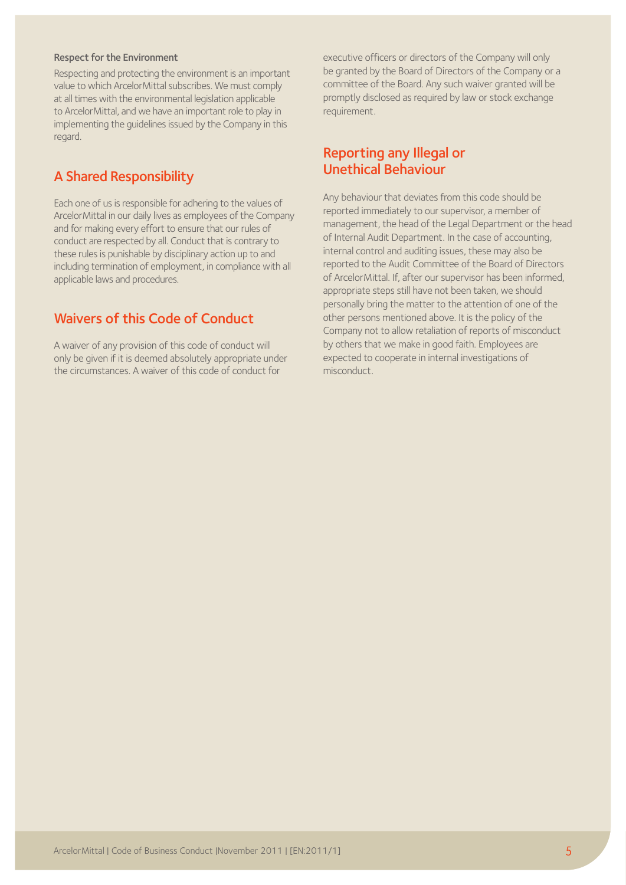### Respect for the Environment

Respecting and protecting the environment is an important value to which ArcelorMittal subscribes. We must comply at all times with the environmental legislation applicable to ArcelorMittal, and we have an important role to play in implementing the guidelines issued by the Company in this regard.

## A Shared Responsibility

Each one of us is responsible for adhering to the values of ArcelorMittal in our daily lives as employees of the Company and for making every effort to ensure that our rules of conduct are respected by all. Conduct that is contrary to these rules is punishable by disciplinary action up to and including termination of employment, in compliance with all applicable laws and procedures.

## Waivers of this Code of Conduct

A waiver of any provision of this code of conduct will only be given if it is deemed absolutely appropriate under the circumstances. A waiver of this code of conduct for executive officers or directors of the Company will only be granted by the Board of Directors of the Company or a committee of the Board. Any such waiver granted will be promptly disclosed as required by law or stock exchange requirement.

## Reporting any Illegal or Unethical Behaviour

Any behaviour that deviates from this code should be reported immediately to our supervisor, a member of management, the head of the Legal Department or the head of Internal Audit Department. In the case of accounting, internal control and auditing issues, these may also be reported to the Audit Committee of the Board of Directors of ArcelorMittal. If, after our supervisor has been informed, appropriate steps still have not been taken, we should personally bring the matter to the attention of one of the other persons mentioned above. It is the policy of the Company not to allow retaliation of reports of misconduct by others that we make in good faith. Employees are expected to cooperate in internal investigations of misconduct.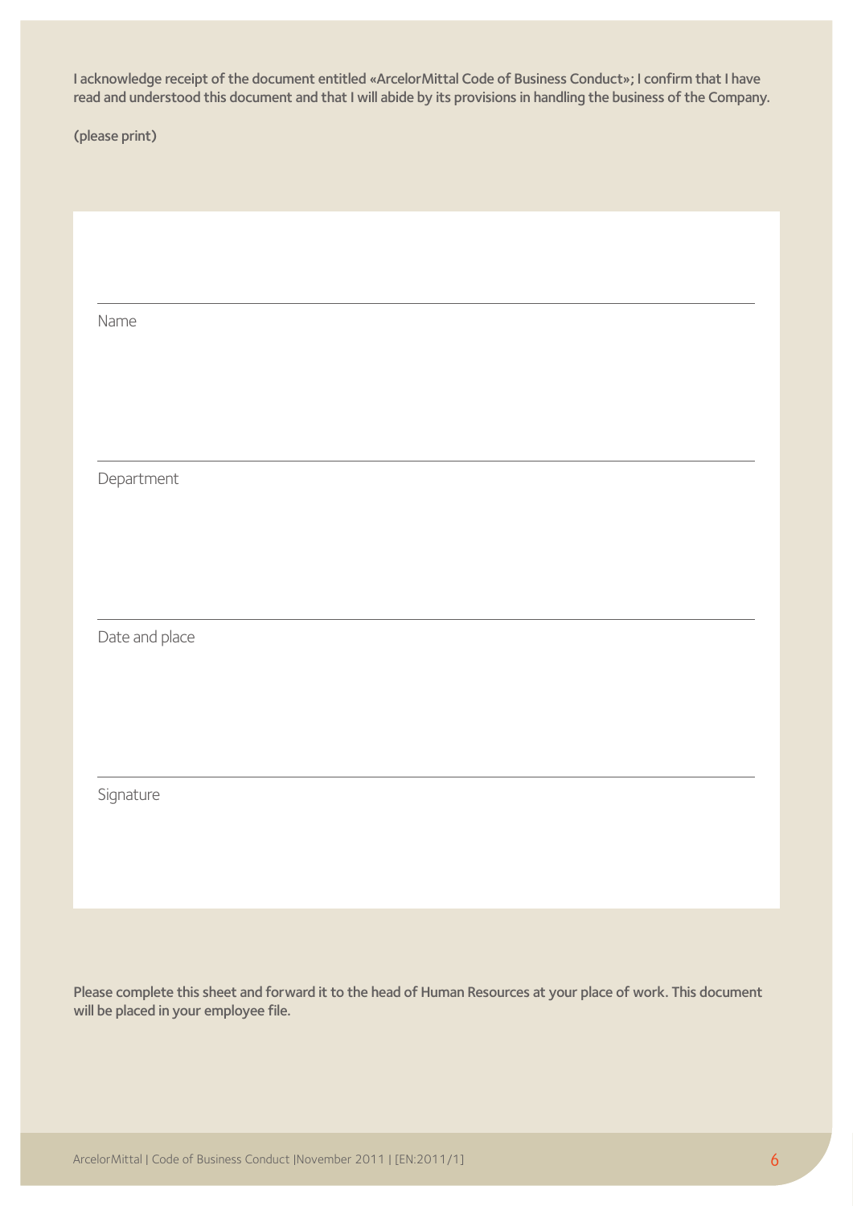**I acknowledge receipt of the document entitled «ArcelorMittal Code of Business Conduct»; I confirm that I have read and understood this document and that I will abide by its provisions in handling the business of the Company.**

**(please print)**

Name

Department

Date and place

Signature

**Please complete this sheet and forward it to the head of Human Resources at your place of work. This document will be placed in your employee file.**